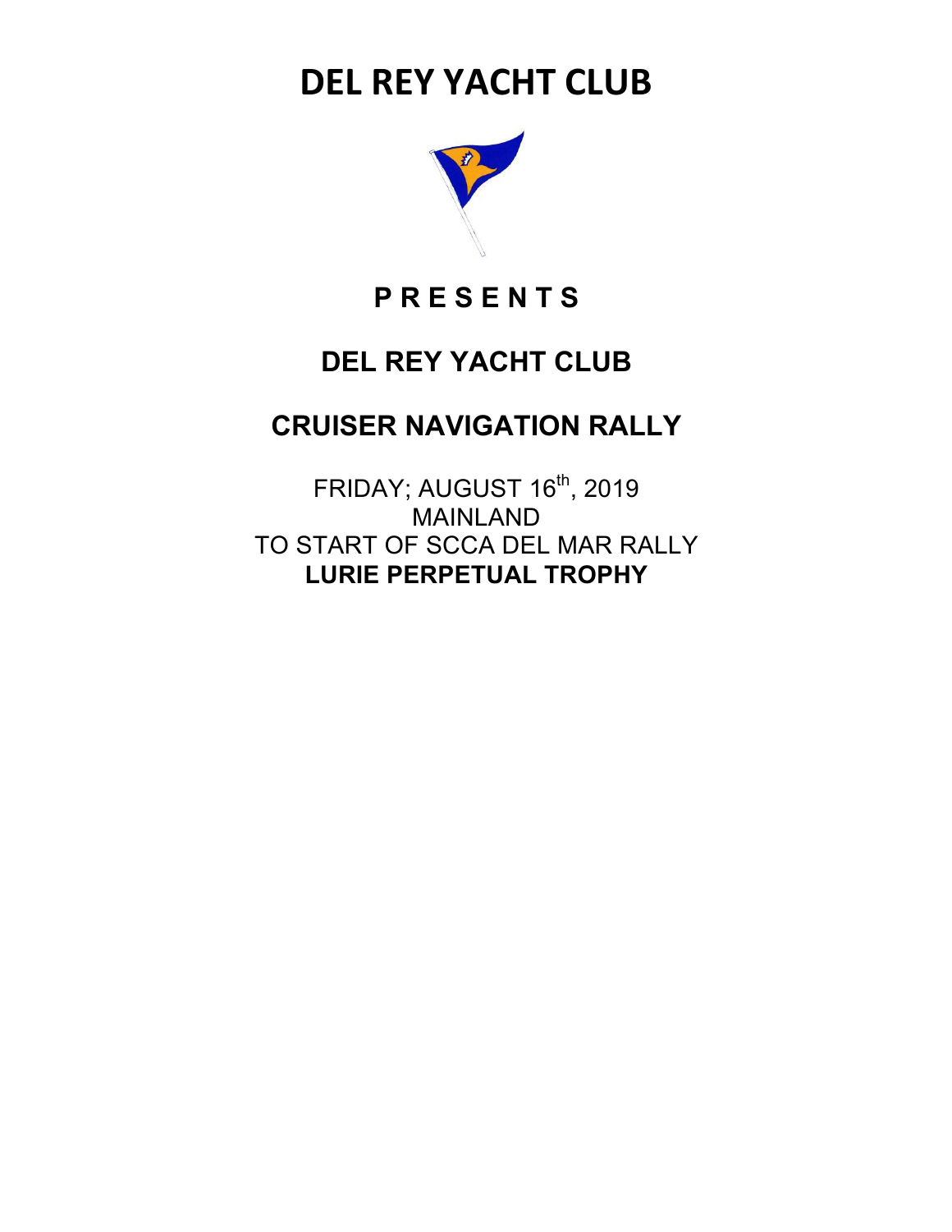# DEL REY YACHT CLUB

## P R E S E N T S

## DEL REY YACHT CLUB

## CRUISER NAVIGATION RALLY

FRIDAY; AUGUST 16th, 2019
MAINLAND
TO START OF SCCA DEL MAR RALLY
**LURIE PERPETUAL TROPHY**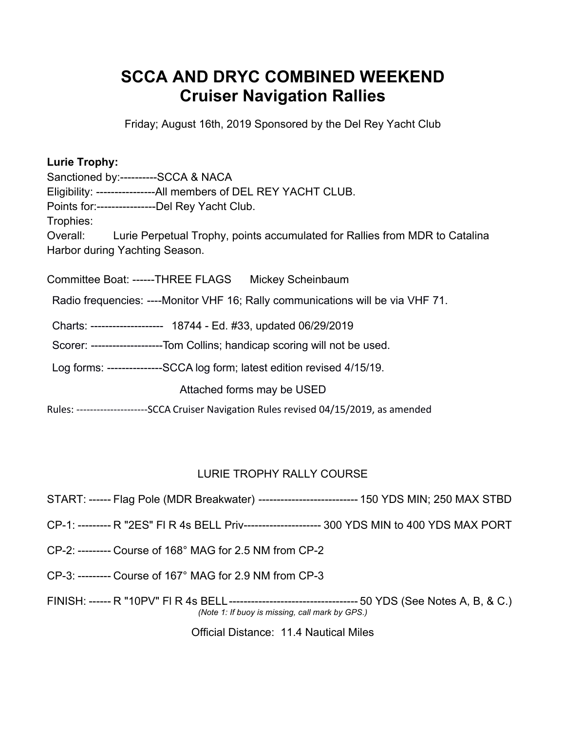# SCCA AND DRYC COMBINED WEEKEND
## Cruiser Navigation Rallies

Friday; August 16th, 2019 Sponsored by the Del Rey Yacht Club

**Lurie Trophy:**

Sanctioned by:----------SCCA & NACA

Eligibility: ----------------All members of DEL REY YACHT CLUB.

Points for:----------------Del Rey Yacht Club.

Trophies:

Overall: Lurie Perpetual Trophy, points accumulated for Rallies from MDR to Catalina Harbor during Yachting Season.

Committee Boat: ------THREE FLAGS Mickey Scheinbaum

Radio frequencies: ----Monitor VHF 16; Rally communications will be via VHF 71.

Charts: -------------------- 18744 - Ed. #33, updated 06/29/2019

Scorer: --------------------Tom Collins; handicap scoring will not be used.

Log forms: ---------------SCCA log form; latest edition revised 4/15/19.

Attached forms may be USED

Rules: ---------------------SCCA Cruiser Navigation Rules revised 04/15/2019, as amended

LURIE TROPHY RALLY COURSE

START: ------ Flag Pole (MDR Breakwater) --------------------------- 150 YDS MIN; 250 MAX STBD

CP-1: --------- R "2ES" Fl R 4s BELL Priv--------------------- 300 YDS MIN to 400 YDS MAX PORT

CP-2: --------- Course of 168° MAG for 2.5 NM from CP-2

CP-3: --------- Course of 167° MAG for 2.9 NM from CP-3

FINISH: ------ R "10PV" Fl R 4s BELL----------------------------------- 50 YDS (See Notes A, B, & C.)

*(Note 1: If buoy is missing, call mark by GPS.)*

Official Distance: 11.4 Nautical Miles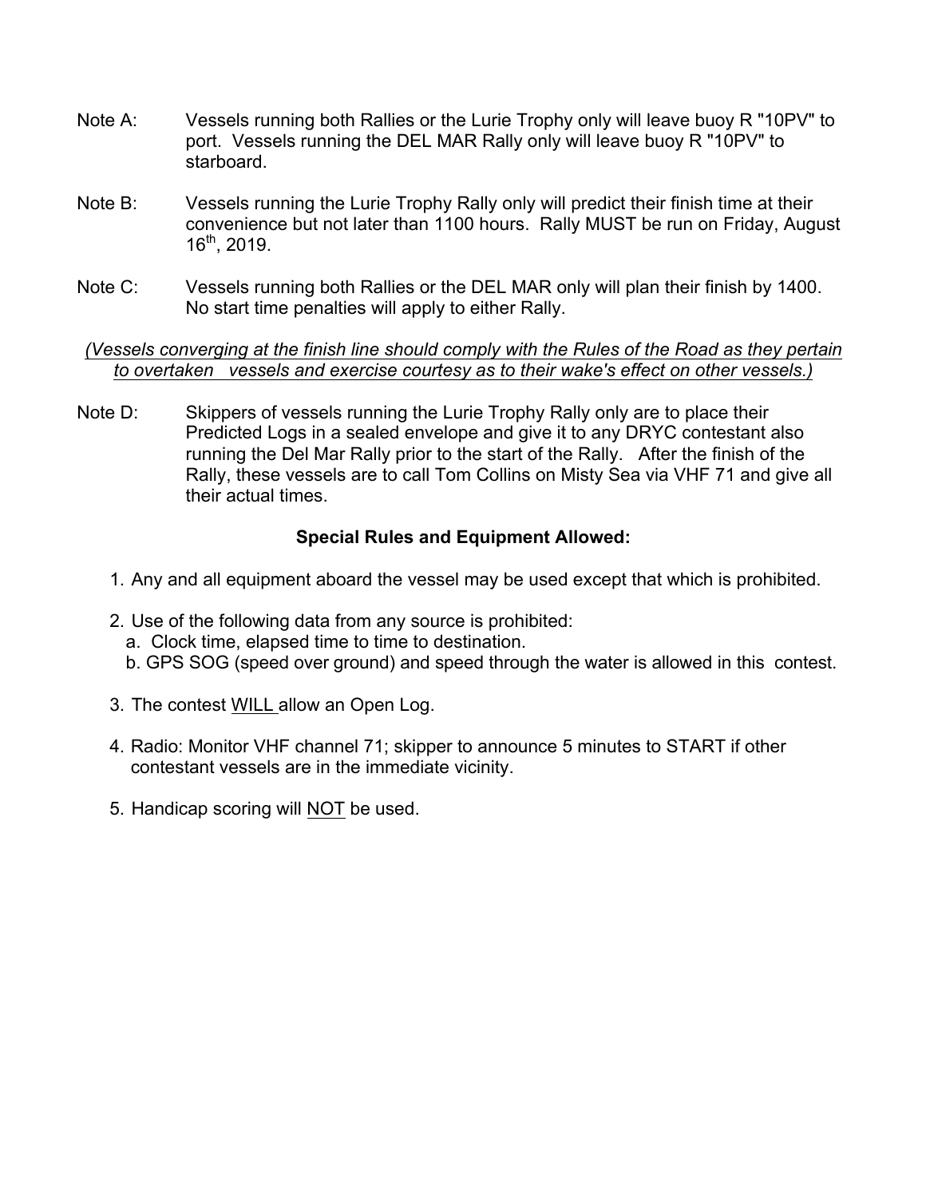Note A: Vessels running both Rallies or the Lurie Trophy only will leave buoy R "10PV" to port. Vessels running the DEL MAR Rally only will leave buoy R "10PV" to starboard.

Note B: Vessels running the Lurie Trophy Rally only will predict their finish time at their convenience but not later than 1100 hours. Rally MUST be run on Friday, August 16th, 2019.

Note C: Vessels running both Rallies or the DEL MAR only will plan their finish by 1400. No start time penalties will apply to either Rally.

*(Vessels converging at the finish line should comply with the Rules of the Road as they pertain to overtaken vessels and exercise courtesy as to their wake's effect on other vessels.)*

Note D: Skippers of vessels running the Lurie Trophy Rally only are to place their Predicted Logs in a sealed envelope and give it to any DRYC contestant also running the Del Mar Rally prior to the start of the Rally. After the finish of the Rally, these vessels are to call Tom Collins on Misty Sea via VHF 71 and give all their actual times.

**Special Rules and Equipment Allowed:**

1. Any and all equipment aboard the vessel may be used except that which is prohibited.
2. Use of the following data from any source is prohibited:
   a. Clock time, elapsed time to time to destination.
   b. GPS SOG (speed over ground) and speed through the water is allowed in this contest.
3. The contest WILL allow an Open Log.
4. Radio: Monitor VHF channel 71; skipper to announce 5 minutes to START if other contestant vessels are in the immediate vicinity.
5. Handicap scoring will NOT be used.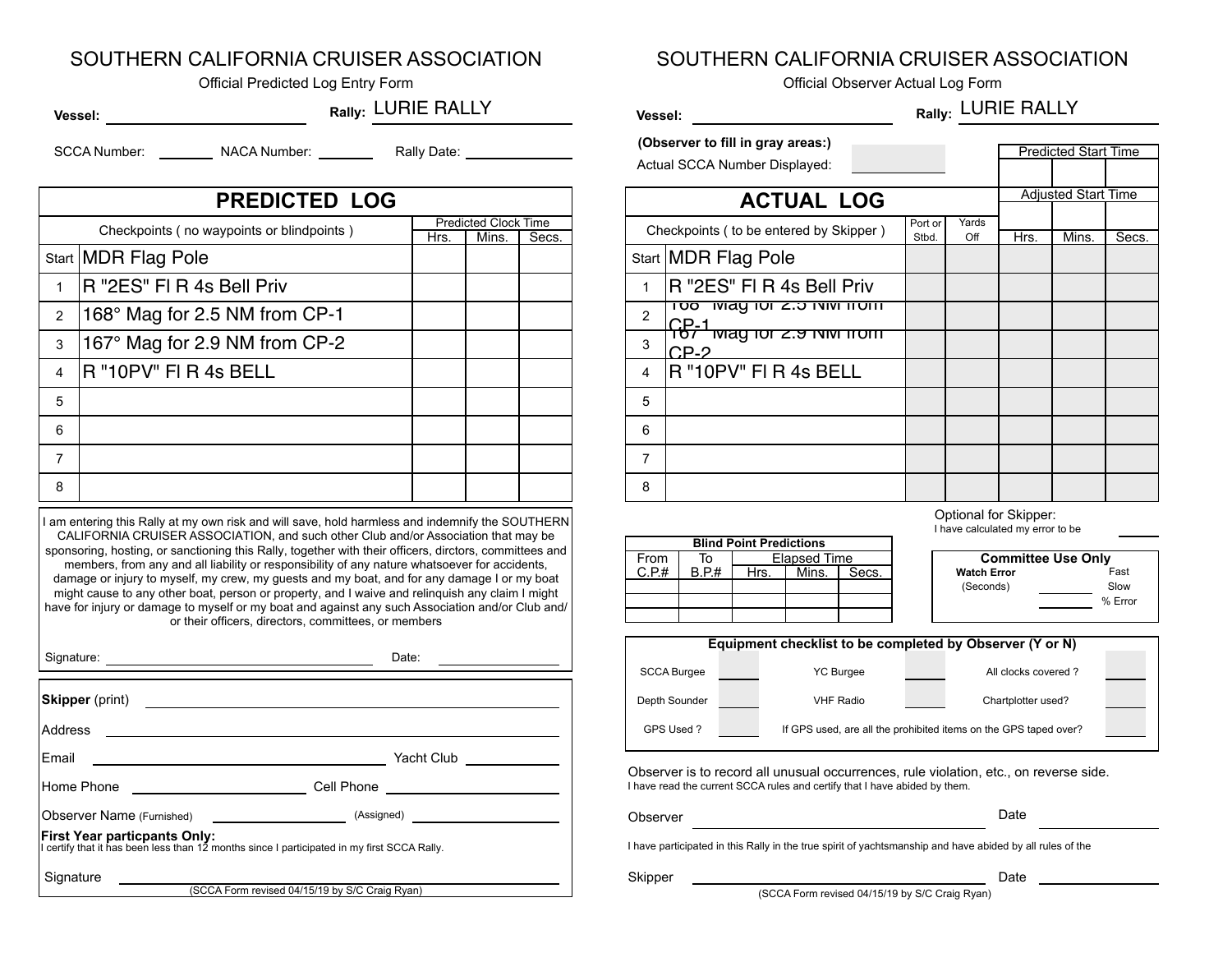# SOUTHERN CALIFORNIA CRUISER ASSOCIATION

Official Predicted Log Entry Form

**Vessel:** ____________________ **Rally:** LURIE RALLY

SCCA Number: ________ NACA Number: ________ Rally Date: ____________

## PREDICTED LOG

| | Checkpoints ( no waypoints or blindpoints ) | Predicted Clock Time | | |
|---|---|---|---|---|
| | | Hrs. | Mins. | Secs. |
| Start | MDR Flag Pole | | | |
| 1 | R "2ES" Fl R 4s Bell Priv | | | |
| 2 | 168° Mag for 2.5 NM from CP-1 | | | |
| 3 | 167° Mag for 2.9 NM from CP-2 | | | |
| 4 | R "10PV" Fl R 4s BELL | | | |
| 5 | | | | |
| 6 | | | | |
| 7 | | | | |
| 8 | | | | |

I am entering this Rally at my own risk and will save, hold harmless and indemnify the SOUTHERN CALIFORNIA CRUISER ASSOCIATION, and such other Club and/or Association that may be sponsoring, hosting, or sanctioning this Rally, together with their officers, dirctors, committees and members, from any and all liability or responsibility of any nature whatsoever for accidents, damage or injury to myself, my crew, my guests and my boat, and for any damage I or my boat might cause to any other boat, person or property, and I waive and relinquish any claim I might have for injury or damage to myself or my boat and against any such Association and/or Club and/ or their officers, directors, committees, or members

Signature: ____________________ Date: ____________

**Skipper** (print) ____________________

Address ____________________

Email ____________________ Yacht Club ____________

Home Phone ____________ Cell Phone ____________

Observer Name (Furnished) ____________ (Assigned) ____________

**First Year particpants Only:**
I certify that it has been less than 12 months since I participated in my first SCCA Rally.

Signature ____________________

(SCCA Form revised 04/15/19 by S/C Craig Ryan)

# SOUTHERN CALIFORNIA CRUISER ASSOCIATION

Official Observer Actual Log Form

**Vessel:** ____________________ **Rally:** LURIE RALLY

**(Observer to fill in gray areas:)**

Actual SCCA Number Displayed: ____________

| Predicted Start Time | | |
|---|---|---|
| | | |

| Adjusted Start Time | | |
|---|---|---|
| | | |

## ACTUAL LOG

| | Checkpoints ( to be entered by Skipper ) | Port or Stbd. | Yards Off | Hrs. | Mins. | Secs. |
|---|---|---|---|---|---|---|
| Start | MDR Flag Pole | | | | | |
| 1 | R "2ES" Fl R 4s Bell Priv | | | | | |
| 2 | 168° Mag for 2.5 NM from CP-1 | | | | | |
| 3 | 167° Mag for 2.9 NM from CP-2 | | | | | |
| 4 | R "10PV" Fl R 4s BELL | | | | | |
| 5 | | | | | | |
| 6 | | | | | | |
| 7 | | | | | | |
| 8 | | | | | | |

Optional for Skipper:
I have calculated my error to be ____________

| Blind Point Predictions | | | | |
|---|---|---|---|---|
| From C.P.# | To B.P.# | Elapsed Time | | |
| | | Hrs. | Mins. | Secs. |
| | | | | |
| | | | | |
| | | | | |

**Committee Use Only**

**Watch Error** (Seconds) ________ Fast / Slow

________ % Error

| Equipment checklist to be completed by Observer (Y or N) | | | | | |
|---|---|---|---|---|---|
| SCCA Burgee | | YC Burgee | | All clocks covered ? | |
| Depth Sounder | | VHF Radio | | Chartplotter used? | |
| GPS Used ? | | If GPS used, are all the prohibited items on the GPS taped over? | | | |

Observer is to record all unusual occurrences, rule violation, etc., on reverse side.
I have read the current SCCA rules and certify that I have abided by them.

Observer ____________________ Date ____________

I have participated in this Rally in the true spirit of yachtsmanship and have abided by all rules of the

Skipper ____________________ Date ____________

(SCCA Form revised 04/15/19 by S/C Craig Ryan)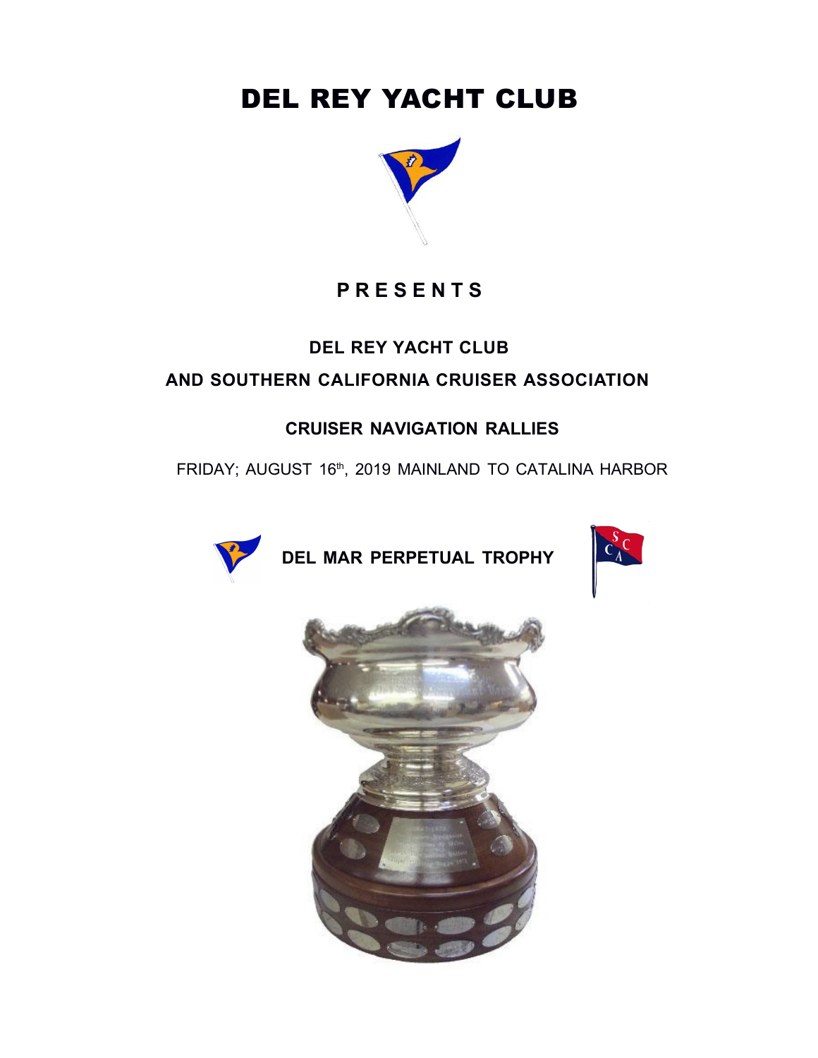# DEL REY YACHT CLUB

**P R E S E N T S**

**DEL REY YACHT CLUB**

**AND SOUTHERN CALIFORNIA CRUISER ASSOCIATION**

**CRUISER NAVIGATION RALLIES**

FRIDAY; AUGUST 16th, 2019 MAINLAND TO CATALINA HARBOR

**DEL MAR PERPETUAL TROPHY**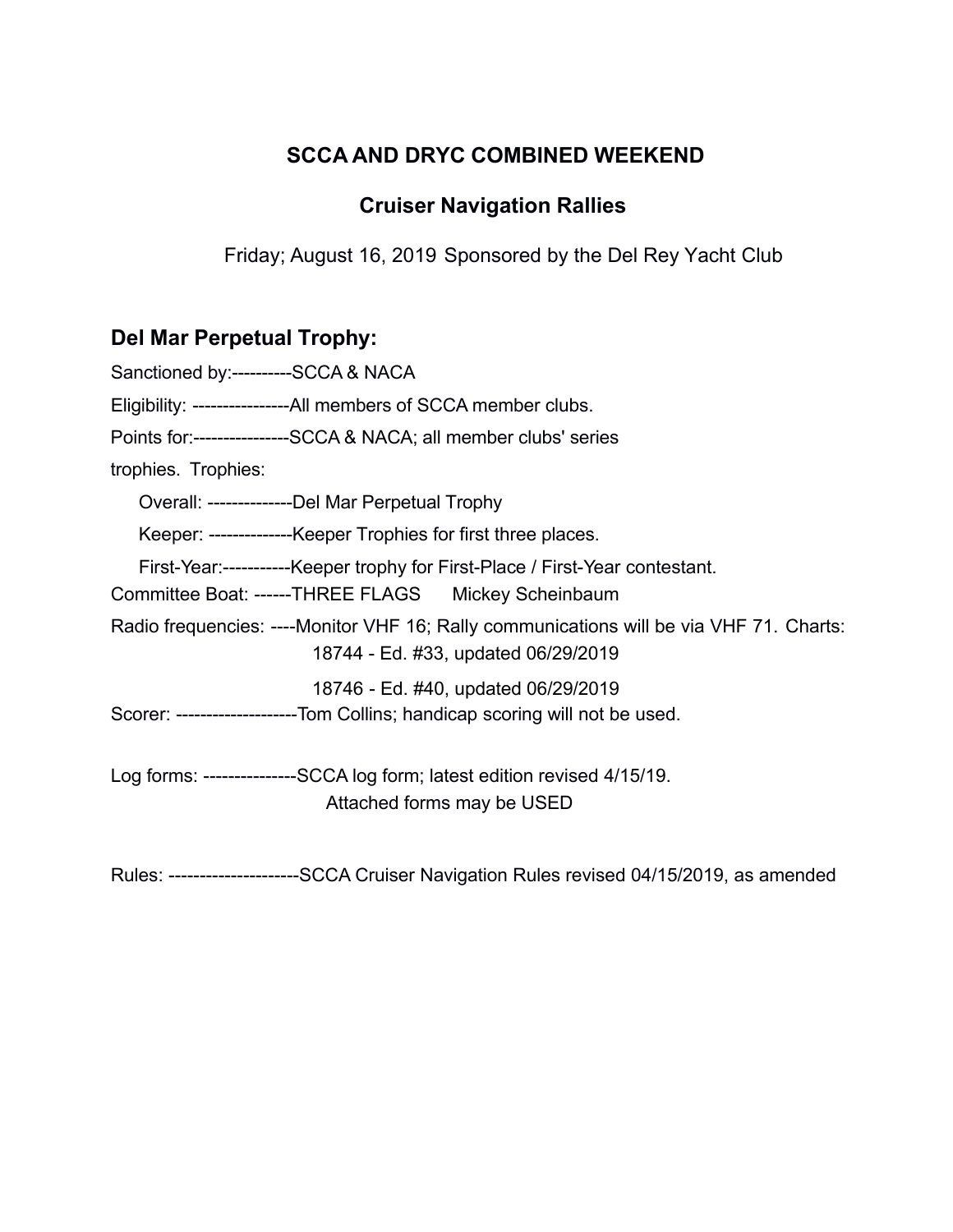## SCCA AND DRYC COMBINED WEEKEND

## Cruiser Navigation Rallies

Friday; August 16, 2019 Sponsored by the Del Rey Yacht Club

### Del Mar Perpetual Trophy:

Sanctioned by:----------SCCA & NACA

Eligibility: ----------------All members of SCCA member clubs.

Points for:----------------SCCA & NACA; all member clubs' series trophies. Trophies:

Overall: --------------Del Mar Perpetual Trophy

Keeper: --------------Keeper Trophies for first three places.

First-Year:-----------Keeper trophy for First-Place / First-Year contestant.

Committee Boat: ------THREE FLAGS Mickey Scheinbaum

Radio frequencies: ----Monitor VHF 16; Rally communications will be via VHF 71. Charts:

18744 - Ed. #33, updated 06/29/2019

18746 - Ed. #40, updated 06/29/2019

Scorer: --------------------Tom Collins; handicap scoring will not be used.

Log forms: ---------------SCCA log form; latest edition revised 4/15/19.
Attached forms may be USED

Rules: ---------------------SCCA Cruiser Navigation Rules revised 04/15/2019, as amended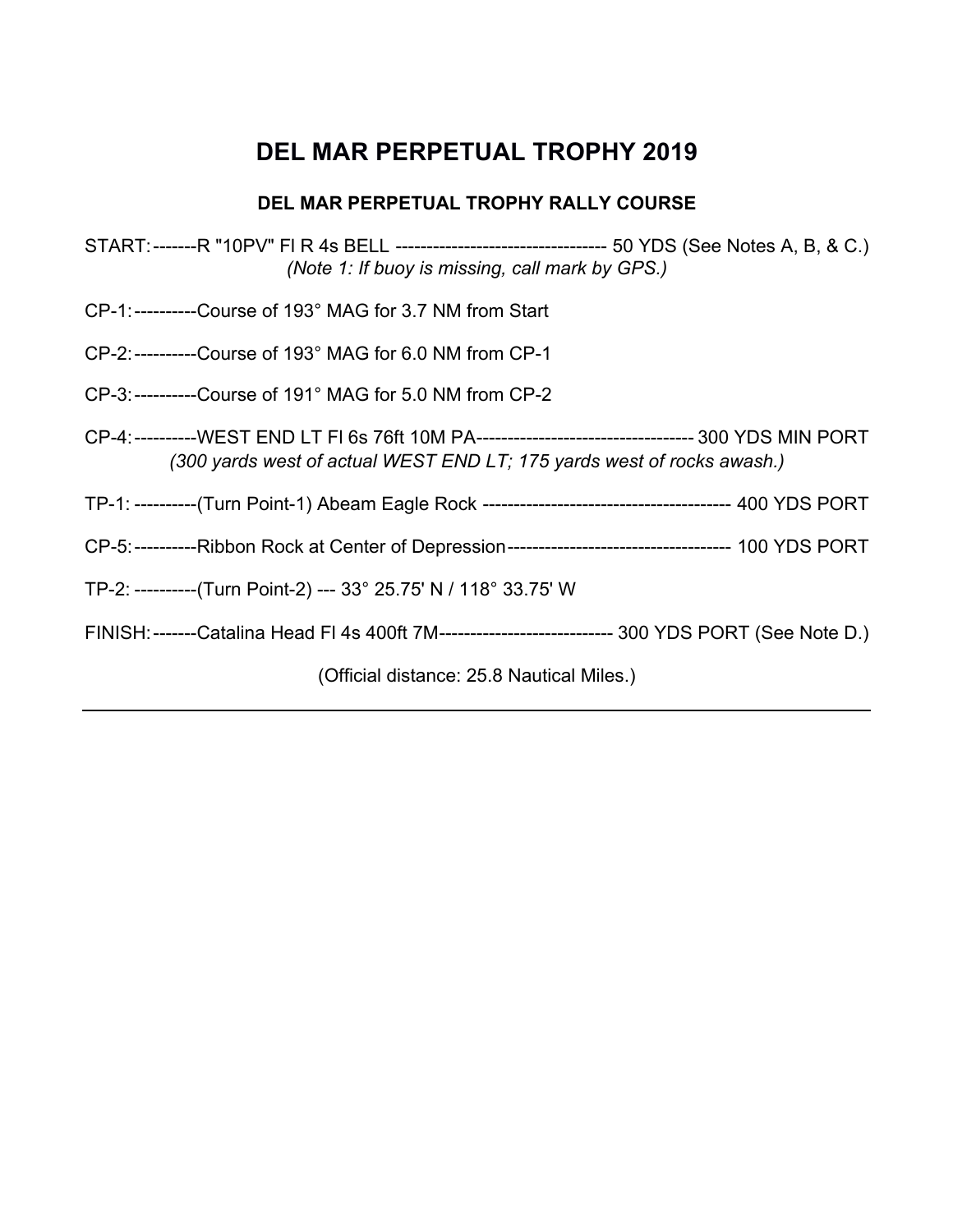# DEL MAR PERPETUAL TROPHY 2019

### DEL MAR PERPETUAL TROPHY RALLY COURSE

START: -------R "10PV" Fl R 4s BELL --------------------------------- 50 YDS (See Notes A, B, & C.)
*(Note 1: If buoy is missing, call mark by GPS.)*

CP-1: ----------Course of 193° MAG for 3.7 NM from Start

CP-2: ----------Course of 193° MAG for 6.0 NM from CP-1

CP-3: ----------Course of 191° MAG for 5.0 NM from CP-2

CP-4: ----------WEST END LT Fl 6s 76ft 10M PA----------------------------------- 300 YDS MIN PORT
*(300 yards west of actual WEST END LT; 175 yards west of rocks awash.)*

TP-1: ----------(Turn Point-1) Abeam Eagle Rock ---------------------------------------- 400 YDS PORT

CP-5: ----------Ribbon Rock at Center of Depression------------------------------------ 100 YDS PORT

TP-2: ----------(Turn Point-2) --- 33° 25.75' N / 118° 33.75' W

FINISH: -------Catalina Head Fl 4s 400ft 7M---------------------------- 300 YDS PORT (See Note D.)

(Official distance: 25.8 Nautical Miles.)

---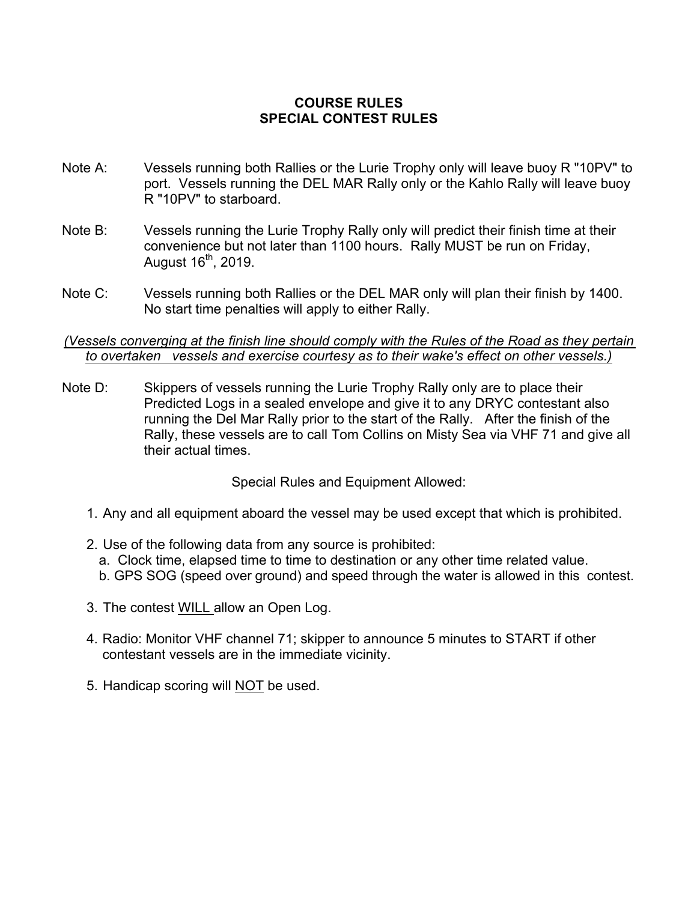# COURSE RULES
## SPECIAL CONTEST RULES

Note A: Vessels running both Rallies or the Lurie Trophy only will leave buoy R "10PV" to port. Vessels running the DEL MAR Rally only or the Kahlo Rally will leave buoy R "10PV" to starboard.

Note B: Vessels running the Lurie Trophy Rally only will predict their finish time at their convenience but not later than 1100 hours. Rally MUST be run on Friday, August 16th, 2019.

Note C: Vessels running both Rallies or the DEL MAR only will plan their finish by 1400. No start time penalties will apply to either Rally.

*(Vessels converging at the finish line should comply with the Rules of the Road as they pertain to overtaken vessels and exercise courtesy as to their wake's effect on other vessels.)*

Note D: Skippers of vessels running the Lurie Trophy Rally only are to place their Predicted Logs in a sealed envelope and give it to any DRYC contestant also running the Del Mar Rally prior to the start of the Rally. After the finish of the Rally, these vessels are to call Tom Collins on Misty Sea via VHF 71 and give all their actual times.

Special Rules and Equipment Allowed:

1. Any and all equipment aboard the vessel may be used except that which is prohibited.
2. Use of the following data from any source is prohibited:
   a. Clock time, elapsed time to time to destination or any other time related value.
   b. GPS SOG (speed over ground) and speed through the water is allowed in this contest.
3. The contest WILL allow an Open Log.
4. Radio: Monitor VHF channel 71; skipper to announce 5 minutes to START if other contestant vessels are in the immediate vicinity.
5. Handicap scoring will NOT be used.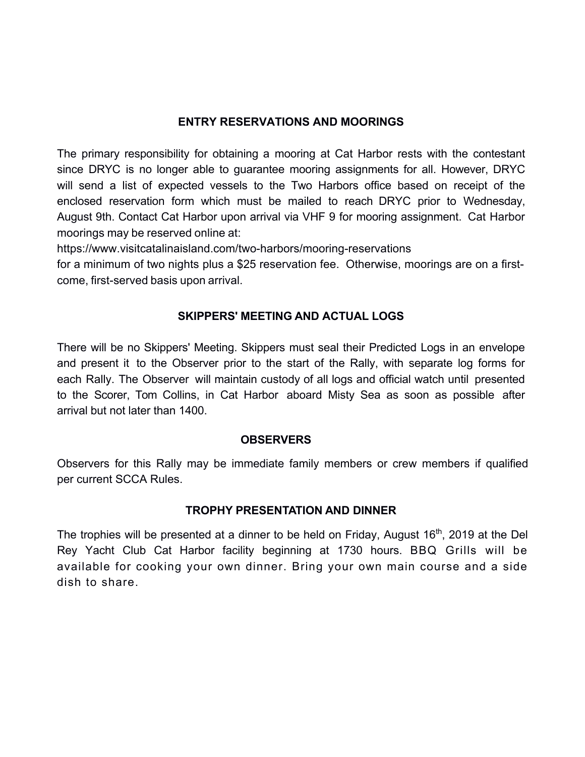## ENTRY RESERVATIONS AND MOORINGS

The primary responsibility for obtaining a mooring at Cat Harbor rests with the contestant since DRYC is no longer able to guarantee mooring assignments for all. However, DRYC will send a list of expected vessels to the Two Harbors office based on receipt of the enclosed reservation form which must be mailed to reach DRYC prior to Wednesday, August 9th. Contact Cat Harbor upon arrival via VHF 9 for mooring assignment. Cat Harbor moorings may be reserved online at:

https://www.visitcatalinaisland.com/two-harbors/mooring-reservations

for a minimum of two nights plus a $25 reservation fee. Otherwise, moorings are on a first-come, first-served basis upon arrival.

## SKIPPERS' MEETING AND ACTUAL LOGS

There will be no Skippers' Meeting. Skippers must seal their Predicted Logs in an envelope and present it to the Observer prior to the start of the Rally, with separate log forms for each Rally. The Observer will maintain custody of all logs and official watch until presented to the Scorer, Tom Collins, in Cat Harbor aboard Misty Sea as soon as possible after arrival but not later than 1400.

## OBSERVERS

Observers for this Rally may be immediate family members or crew members if qualified per current SCCA Rules.

## TROPHY PRESENTATION AND DINNER

The trophies will be presented at a dinner to be held on Friday, August 16th, 2019 at the Del Rey Yacht Club Cat Harbor facility beginning at 1730 hours. BBQ Grills will be available for cooking your own dinner. Bring your own main course and a side dish to share.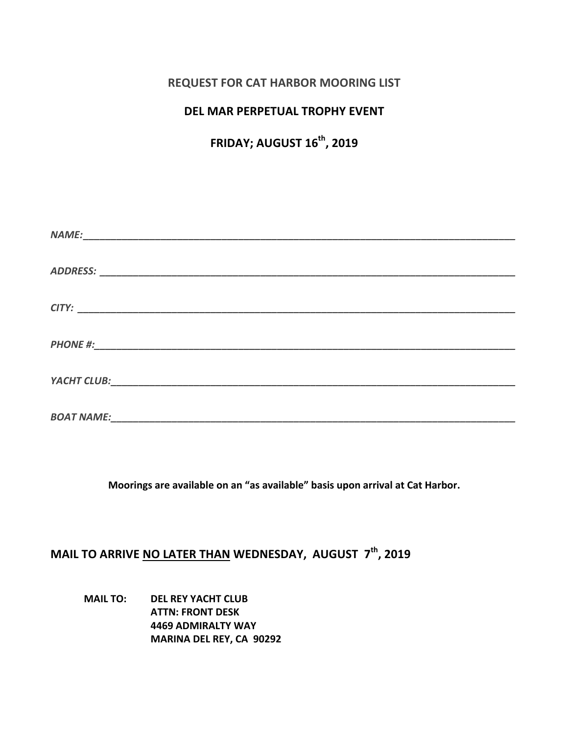## REQUEST FOR CAT HARBOR MOORING LIST

## DEL MAR PERPETUAL TROPHY EVENT

## FRIDAY; AUGUST 16th, 2019

*NAME:*_______________________________________________________________________________

*ADDRESS:* ____________________________________________________________________________

*CITY:* _______________________________________________________________________________

*PHONE #:*____________________________________________________________________________

*YACHT CLUB:*_________________________________________________________________________

*BOAT NAME:*__________________________________________________________________________

**Moorings are available on an "as available" basis upon arrival at Cat Harbor.**

### MAIL TO ARRIVE <u>NO LATER THAN</u> WEDNESDAY, AUGUST 7th, 2019

**MAIL TO:** **DEL REY YACHT CLUB**
**ATTN: FRONT DESK**
**4469 ADMIRALTY WAY**
**MARINA DEL REY, CA 90292**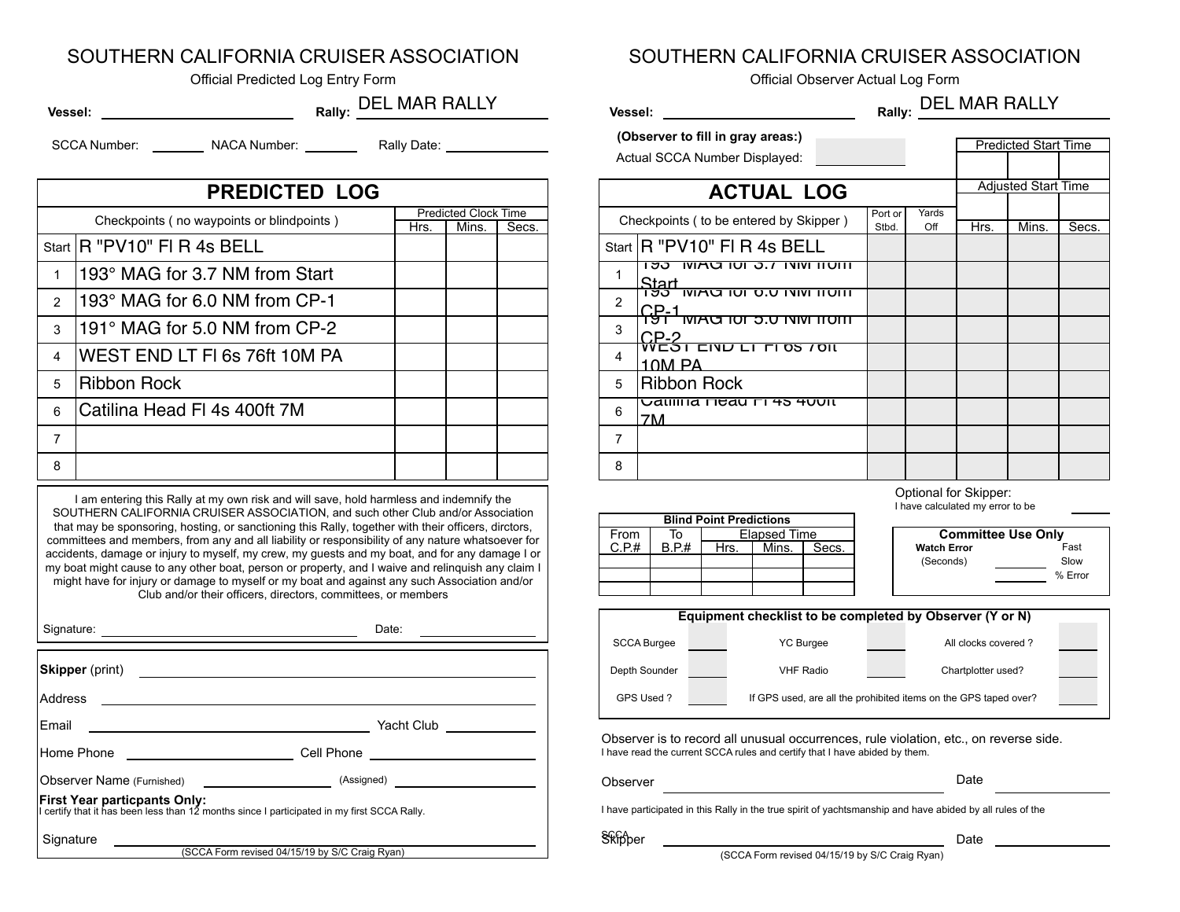# SOUTHERN CALIFORNIA CRUISER ASSOCIATION

Official Predicted Log Entry Form

**Vessel:** ______________________ **Rally:** DEL MAR RALLY

SCCA Number: ________ NACA Number: ________ Rally Date: ______________

## PREDICTED LOG

| | Checkpoints ( no waypoints or blindpoints ) | Predicted Clock Time | | |
|---|---|---|---|---|
| | | Hrs. | Mins. | Secs. |
| Start | R "PV10" Fl R 4s BELL | | | |
| 1 | 193° MAG for 3.7 NM from Start | | | |
| 2 | 193° MAG for 6.0 NM from CP-1 | | | |
| 3 | 191° MAG for 5.0 NM from CP-2 | | | |
| 4 | WEST END LT Fl 6s 76ft 10M PA | | | |
| 5 | Ribbon Rock | | | |
| 6 | Catilina Head Fl 4s 400ft 7M | | | |
| 7 | | | | |
| 8 | | | | |

I am entering this Rally at my own risk and will save, hold harmless and indemnify the SOUTHERN CALIFORNIA CRUISER ASSOCIATION, and such other Club and/or Association that may be sponsoring, hosting, or sanctioning this Rally, together with their officers, dirctors, committees and members, from any and all liability or responsibility of any nature whatsoever for accidents, damage or injury to myself, my crew, my guests and my boat, and for any damage I or my boat might cause to any other boat, person or property, and I waive and relinquish any claim I might have for injury or damage to myself or my boat and against any such Association and/or Club and/or their officers, directors, committees, or members

Signature: ______________________ Date: ______________

**Skipper** (print) ______________________

Address ______________________

Email ______________________ Yacht Club ______________

Home Phone ______________ Cell Phone ______________

Observer Name (Furnished) ______________ (Assigned) ______________

**First Year particpants Only:**
I certify that it has been less than 12 months since I participated in my first SCCA Rally.

Signature ______________________

(SCCA Form revised 04/15/19 by S/C Craig Ryan)

# SOUTHERN CALIFORNIA CRUISER ASSOCIATION

Official Observer Actual Log Form

**Vessel:** ______________________ **Rally:** DEL MAR RALLY

**(Observer to fill in gray areas:)**

Actual SCCA Number Displayed: ______________

| Predicted Start Time | | |
|---|---|---|
| | | |
| **Adjusted Start Time** | | |
| | | |

## ACTUAL LOG

| | Checkpoints ( to be entered by Skipper ) | Port or Stbd. | Yards Off | Hrs. | Mins. | Secs. |
|---|---|---|---|---|---|---|
| Start | R "PV10" Fl R 4s BELL | | | | | |
| 1 | 193° MAG for 3.7 NM from Start | | | | | |
| 2 | 193° MAG for 6.0 NM from CP-1 | | | | | |
| 3 | 191° MAG for 5.0 NM from CP-2 | | | | | |
| 4 | WEST END LT Fl 6s 76ft 10M PA | | | | | |
| 5 | Ribbon Rock | | | | | |
| 6 | Catilina Head Fl 4s 400ft 7M | | | | | |
| 7 | | | | | | |
| 8 | | | | | | |

Optional for Skipper:
I have calculated my error to be ________

| Blind Point Predictions | | | | |
|---|---|---|---|---|
| From | To | Elapsed Time | | |
| C.P.# | B.P.# | Hrs. | Mins. | Secs. |
| | | | | |
| | | | | |
| | | | | |

**Committee Use Only**

**Watch Error** (Seconds) ________ Fast
________ Slow
% Error

| Equipment checklist to be completed by Observer (Y or N) | | | | | |
|---|---|---|---|---|---|
| SCCA Burgee | | YC Burgee | | All clocks covered ? | |
| Depth Sounder | | VHF Radio | | Chartplotter used? | |
| GPS Used ? | | If GPS used, are all the prohibited items on the GPS taped over? | | | |

Observer is to record all unusual occurrences, rule violation, etc., on reverse side.
I have read the current SCCA rules and certify that I have abided by them.

Observer ______________________ Date ______________

I have participated in this Rally in the true spirit of yachtsmanship and have abided by all rules of the SCCA

Skipper ______________________ Date ______________

(SCCA Form revised 04/15/19 by S/C Craig Ryan)